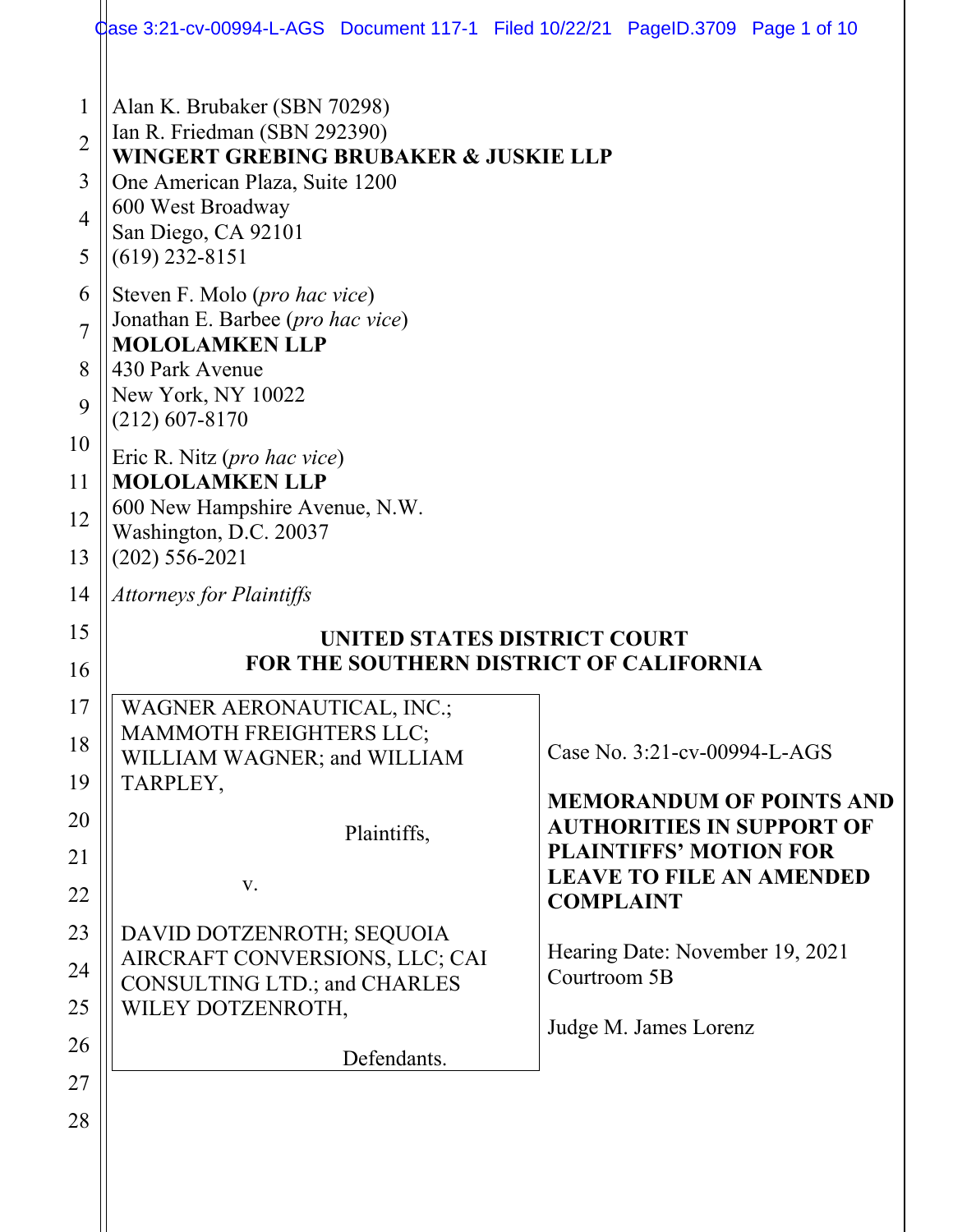Alan K. Brubaker (SBN 70298)
Ian R. Friedman (SBN 292390)
**WINGERT GREBING BRUBAKER & JUSKIE LLP**
One American Plaza, Suite 1200
600 West Broadway
San Diego, CA 92101
(619) 232-8151

Steven F. Molo (*pro hac vice*)
Jonathan E. Barbee (*pro hac vice*)
**MOLOLAMKEN LLP**
430 Park Avenue
New York, NY 10022
(212) 607-8170

Eric R. Nitz (*pro hac vice*)
**MOLOLAMKEN LLP**
600 New Hampshire Avenue, N.W.
Washington, D.C. 20037
(202) 556-2021

*Attorneys for Plaintiffs*

**UNITED STATES DISTRICT COURT**
**FOR THE SOUTHERN DISTRICT OF CALIFORNIA**

| | |
|---|---|
| WAGNER AERONAUTICAL, INC.; MAMMOTH FREIGHTERS LLC; WILLIAM WAGNER; and WILLIAM TARPLEY,<br><br>Plaintiffs,<br><br>v.<br><br>DAVID DOTZENROTH; SEQUOIA AIRCRAFT CONVERSIONS, LLC; CAI CONSULTING LTD.; and CHARLES WILEY DOTZENROTH,<br><br>Defendants. | Case No. 3:21-cv-00994-L-AGS<br><br>**MEMORANDUM OF POINTS AND AUTHORITIES IN SUPPORT OF PLAINTIFFS' MOTION FOR LEAVE TO FILE AN AMENDED COMPLAINT**<br><br>Hearing Date: November 19, 2021<br>Courtroom 5B<br><br>Judge M. James Lorenz |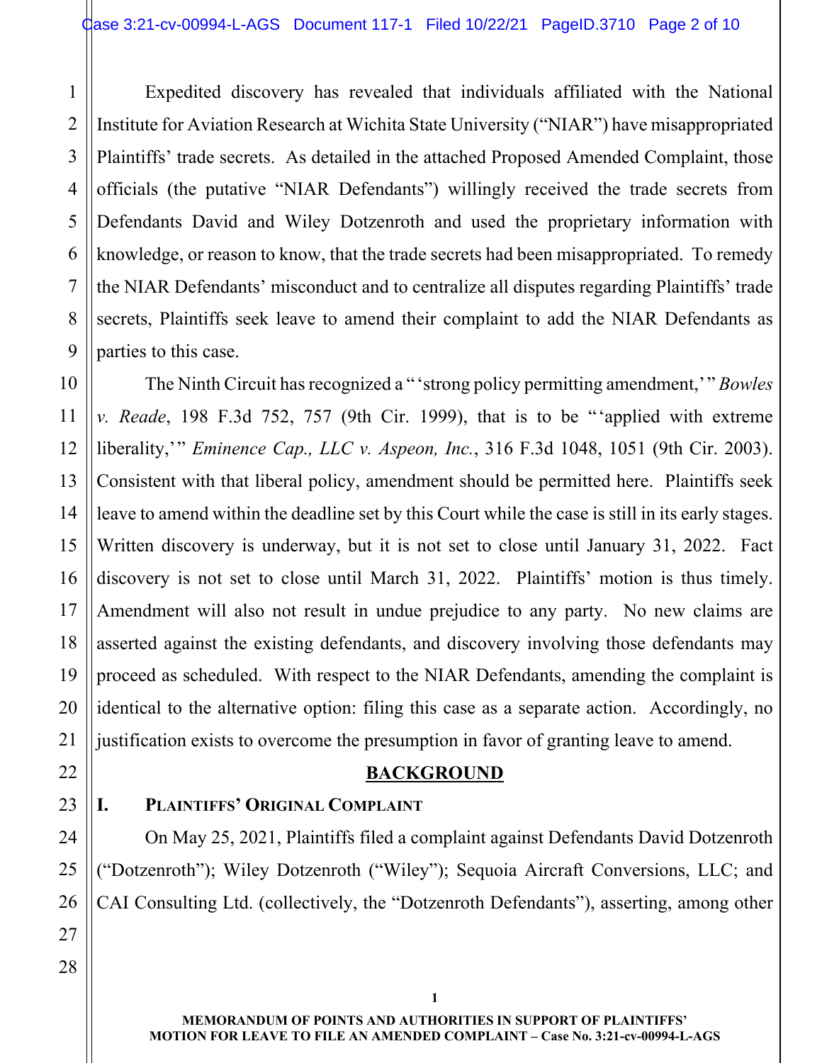Expedited discovery has revealed that individuals affiliated with the National Institute for Aviation Research at Wichita State University ("NIAR") have misappropriated Plaintiffs' trade secrets. As detailed in the attached Proposed Amended Complaint, those officials (the putative "NIAR Defendants") willingly received the trade secrets from Defendants David and Wiley Dotzenroth and used the proprietary information with knowledge, or reason to know, that the trade secrets had been misappropriated. To remedy the NIAR Defendants' misconduct and to centralize all disputes regarding Plaintiffs' trade secrets, Plaintiffs seek leave to amend their complaint to add the NIAR Defendants as parties to this case.

The Ninth Circuit has recognized a "'strong policy permitting amendment,'" *Bowles v. Reade*, 198 F.3d 752, 757 (9th Cir. 1999), that is to be "'applied with extreme liberality,'" *Eminence Cap., LLC v. Aspeon, Inc.*, 316 F.3d 1048, 1051 (9th Cir. 2003). Consistent with that liberal policy, amendment should be permitted here. Plaintiffs seek leave to amend within the deadline set by this Court while the case is still in its early stages. Written discovery is underway, but it is not set to close until January 31, 2022. Fact discovery is not set to close until March 31, 2022. Plaintiffs' motion is thus timely. Amendment will also not result in undue prejudice to any party. No new claims are asserted against the existing defendants, and discovery involving those defendants may proceed as scheduled. With respect to the NIAR Defendants, amending the complaint is identical to the alternative option: filing this case as a separate action. Accordingly, no justification exists to overcome the presumption in favor of granting leave to amend.

## BACKGROUND

### I. Plaintiffs' Original Complaint

On May 25, 2021, Plaintiffs filed a complaint against Defendants David Dotzenroth ("Dotzenroth"); Wiley Dotzenroth ("Wiley"); Sequoia Aircraft Conversions, LLC; and CAI Consulting Ltd. (collectively, the "Dotzenroth Defendants"), asserting, among other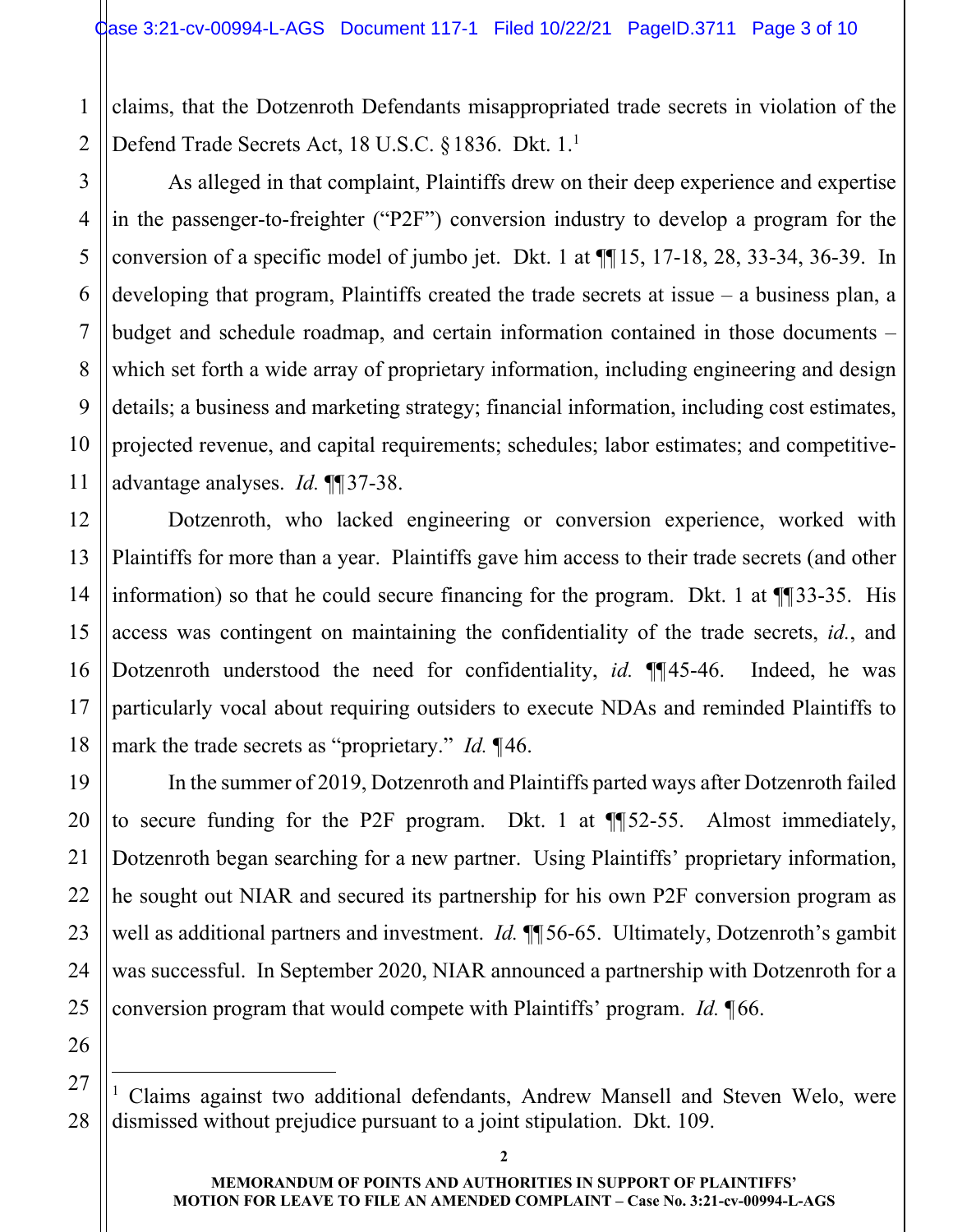claims, that the Dotzenroth Defendants misappropriated trade secrets in violation of the Defend Trade Secrets Act, 18 U.S.C. § 1836. Dkt. 1.[1]

As alleged in that complaint, Plaintiffs drew on their deep experience and expertise in the passenger-to-freighter ("P2F") conversion industry to develop a program for the conversion of a specific model of jumbo jet. Dkt. 1 at ¶¶15, 17-18, 28, 33-34, 36-39. In developing that program, Plaintiffs created the trade secrets at issue – a business plan, a budget and schedule roadmap, and certain information contained in those documents – which set forth a wide array of proprietary information, including engineering and design details; a business and marketing strategy; financial information, including cost estimates, projected revenue, and capital requirements; schedules; labor estimates; and competitive-advantage analyses. *Id.* ¶¶37-38.

Dotzenroth, who lacked engineering or conversion experience, worked with Plaintiffs for more than a year. Plaintiffs gave him access to their trade secrets (and other information) so that he could secure financing for the program. Dkt. 1 at ¶¶33-35. His access was contingent on maintaining the confidentiality of the trade secrets, *id.*, and Dotzenroth understood the need for confidentiality, *id.* ¶¶45-46. Indeed, he was particularly vocal about requiring outsiders to execute NDAs and reminded Plaintiffs to mark the trade secrets as "proprietary." *Id.* ¶46.

In the summer of 2019, Dotzenroth and Plaintiffs parted ways after Dotzenroth failed to secure funding for the P2F program. Dkt. 1 at ¶¶52-55. Almost immediately, Dotzenroth began searching for a new partner. Using Plaintiffs' proprietary information, he sought out NIAR and secured its partnership for his own P2F conversion program as well as additional partners and investment. *Id.* ¶¶56-65. Ultimately, Dotzenroth's gambit was successful. In September 2020, NIAR announced a partnership with Dotzenroth for a conversion program that would compete with Plaintiffs' program. *Id.* ¶66.

---

[1] Claims against two additional defendants, Andrew Mansell and Steven Welo, were dismissed without prejudice pursuant to a joint stipulation. Dkt. 109.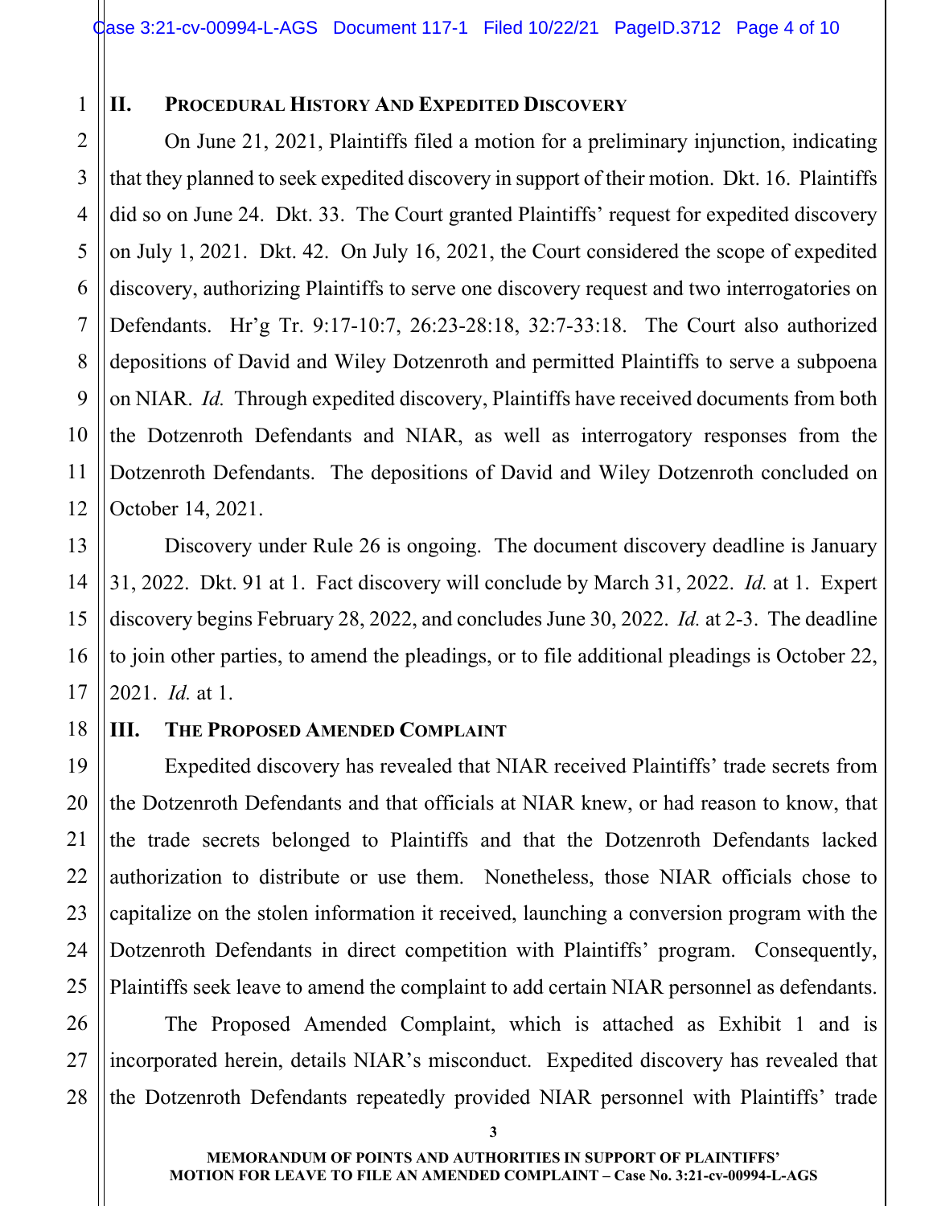## II. Procedural History And Expedited Discovery

On June 21, 2021, Plaintiffs filed a motion for a preliminary injunction, indicating that they planned to seek expedited discovery in support of their motion. Dkt. 16. Plaintiffs did so on June 24. Dkt. 33. The Court granted Plaintiffs' request for expedited discovery on July 1, 2021. Dkt. 42. On July 16, 2021, the Court considered the scope of expedited discovery, authorizing Plaintiffs to serve one discovery request and two interrogatories on Defendants. Hr'g Tr. 9:17-10:7, 26:23-28:18, 32:7-33:18. The Court also authorized depositions of David and Wiley Dotzenroth and permitted Plaintiffs to serve a subpoena on NIAR. *Id.* Through expedited discovery, Plaintiffs have received documents from both the Dotzenroth Defendants and NIAR, as well as interrogatory responses from the Dotzenroth Defendants. The depositions of David and Wiley Dotzenroth concluded on October 14, 2021.

Discovery under Rule 26 is ongoing. The document discovery deadline is January 31, 2022. Dkt. 91 at 1. Fact discovery will conclude by March 31, 2022. *Id.* at 1. Expert discovery begins February 28, 2022, and concludes June 30, 2022. *Id.* at 2-3. The deadline to join other parties, to amend the pleadings, or to file additional pleadings is October 22, 2021. *Id.* at 1.

## III. The Proposed Amended Complaint

Expedited discovery has revealed that NIAR received Plaintiffs' trade secrets from the Dotzenroth Defendants and that officials at NIAR knew, or had reason to know, that the trade secrets belonged to Plaintiffs and that the Dotzenroth Defendants lacked authorization to distribute or use them. Nonetheless, those NIAR officials chose to capitalize on the stolen information it received, launching a conversion program with the Dotzenroth Defendants in direct competition with Plaintiffs' program. Consequently, Plaintiffs seek leave to amend the complaint to add certain NIAR personnel as defendants.

The Proposed Amended Complaint, which is attached as Exhibit 1 and is incorporated herein, details NIAR's misconduct. Expedited discovery has revealed that the Dotzenroth Defendants repeatedly provided NIAR personnel with Plaintiffs' trade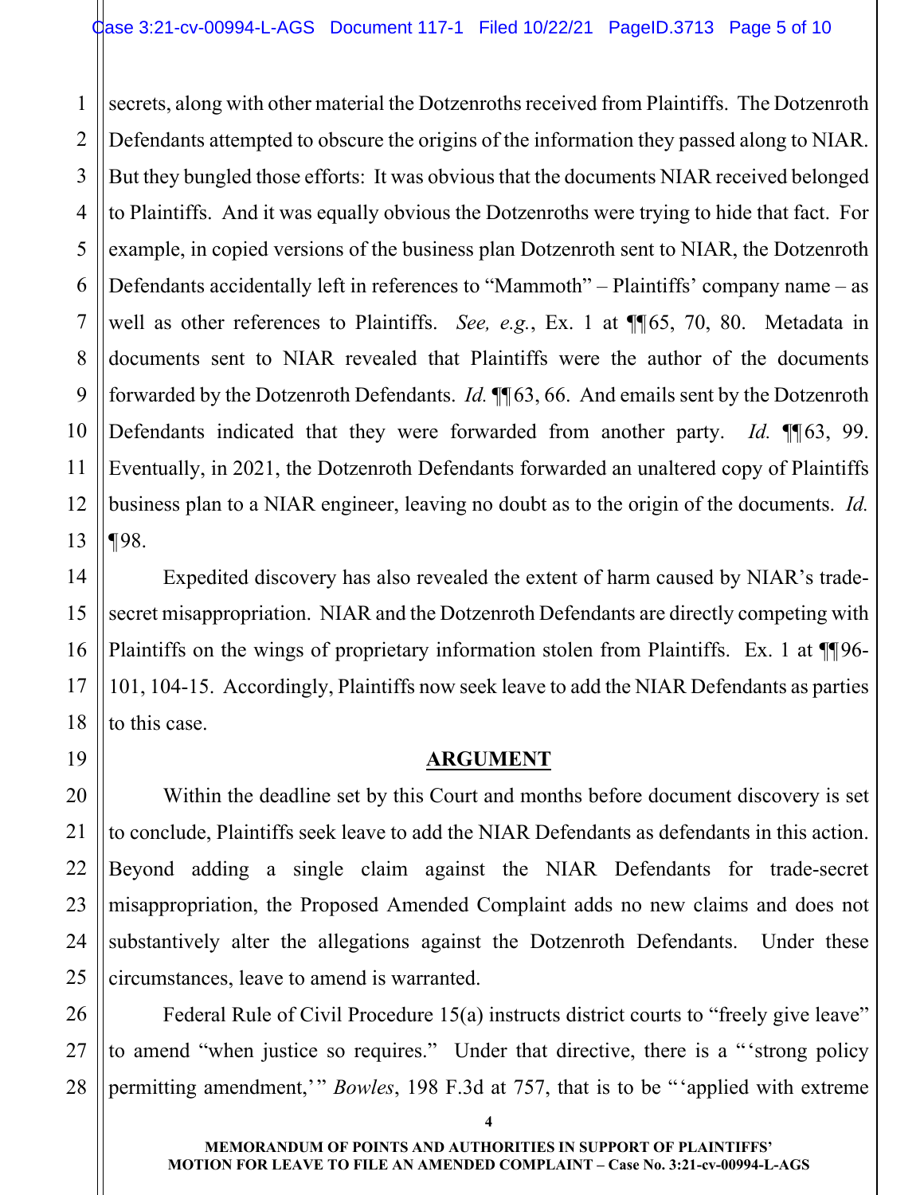secrets, along with other material the Dotzenroths received from Plaintiffs. The Dotzenroth Defendants attempted to obscure the origins of the information they passed along to NIAR. But they bungled those efforts: It was obvious that the documents NIAR received belonged to Plaintiffs. And it was equally obvious the Dotzenroths were trying to hide that fact. For example, in copied versions of the business plan Dotzenroth sent to NIAR, the Dotzenroth Defendants accidentally left in references to "Mammoth" – Plaintiffs' company name – as well as other references to Plaintiffs. *See, e.g.*, Ex. 1 at ¶¶65, 70, 80. Metadata in documents sent to NIAR revealed that Plaintiffs were the author of the documents forwarded by the Dotzenroth Defendants. *Id.* ¶¶63, 66. And emails sent by the Dotzenroth Defendants indicated that they were forwarded from another party. *Id.* ¶¶63, 99. Eventually, in 2021, the Dotzenroth Defendants forwarded an unaltered copy of Plaintiffs business plan to a NIAR engineer, leaving no doubt as to the origin of the documents. *Id.* ¶98.

Expedited discovery has also revealed the extent of harm caused by NIAR's trade-secret misappropriation. NIAR and the Dotzenroth Defendants are directly competing with Plaintiffs on the wings of proprietary information stolen from Plaintiffs. Ex. 1 at ¶¶96-101, 104-15. Accordingly, Plaintiffs now seek leave to add the NIAR Defendants as parties to this case.

## ARGUMENT

Within the deadline set by this Court and months before document discovery is set to conclude, Plaintiffs seek leave to add the NIAR Defendants as defendants in this action. Beyond adding a single claim against the NIAR Defendants for trade-secret misappropriation, the Proposed Amended Complaint adds no new claims and does not substantively alter the allegations against the Dotzenroth Defendants. Under these circumstances, leave to amend is warranted.

Federal Rule of Civil Procedure 15(a) instructs district courts to "freely give leave" to amend "when justice so requires." Under that directive, there is a "'strong policy permitting amendment,'" *Bowles*, 198 F.3d at 757, that is to be "'applied with extreme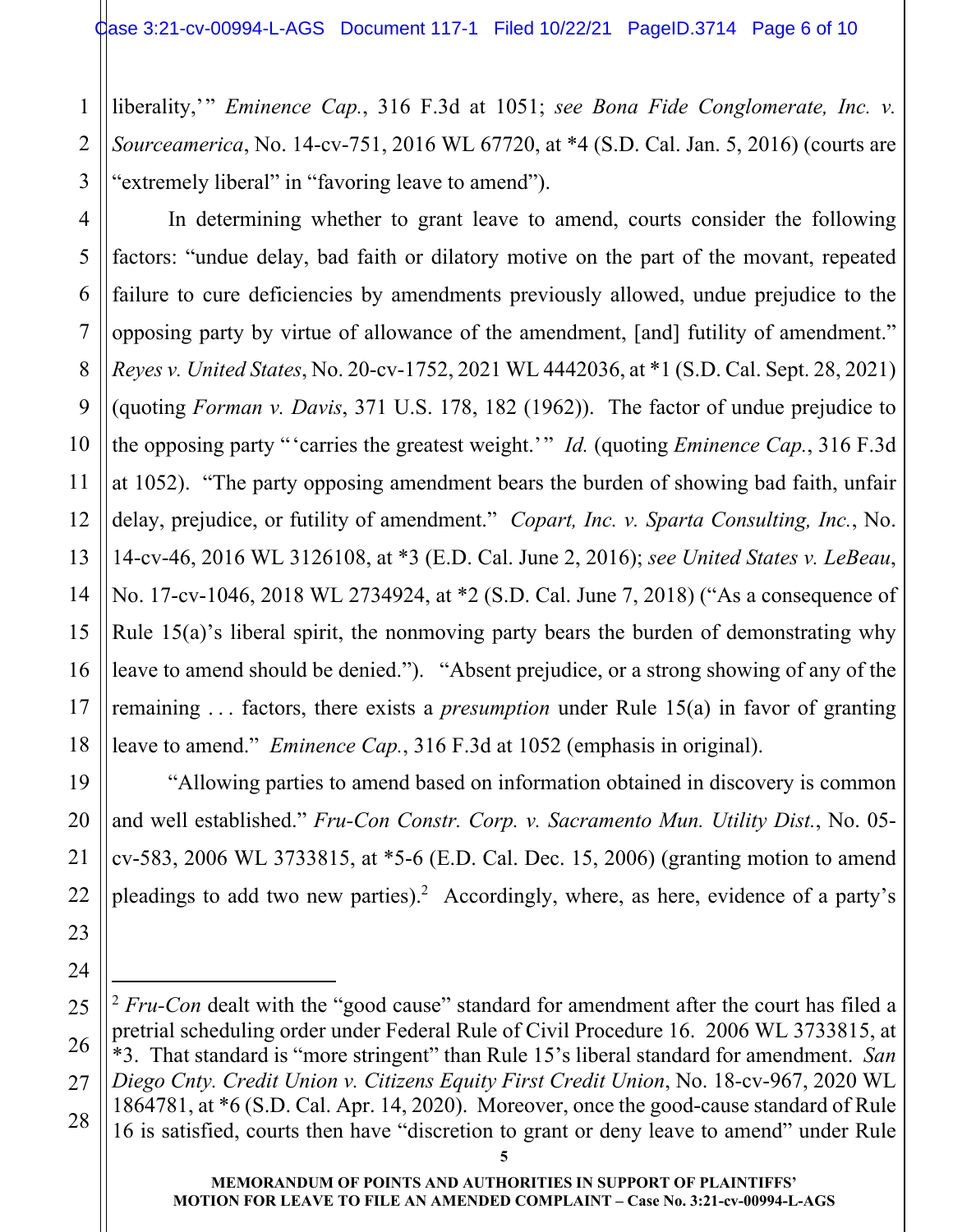liberality,'" *Eminence Cap.*, 316 F.3d at 1051; *see Bona Fide Conglomerate, Inc. v. Sourceamerica*, No. 14-cv-751, 2016 WL 67720, at *4 (S.D. Cal. Jan. 5, 2016) (courts are "extremely liberal" in "favoring leave to amend").

In determining whether to grant leave to amend, courts consider the following factors: "undue delay, bad faith or dilatory motive on the part of the movant, repeated failure to cure deficiencies by amendments previously allowed, undue prejudice to the opposing party by virtue of allowance of the amendment, [and] futility of amendment." *Reyes v. United States*, No. 20-cv-1752, 2021 WL 4442036, at *1 (S.D. Cal. Sept. 28, 2021) (quoting *Forman v. Davis*, 371 U.S. 178, 182 (1962)). The factor of undue prejudice to the opposing party "'carries the greatest weight.'" *Id.* (quoting *Eminence Cap.*, 316 F.3d at 1052). "The party opposing amendment bears the burden of showing bad faith, unfair delay, prejudice, or futility of amendment." *Copart, Inc. v. Sparta Consulting, Inc.*, No. 14-cv-46, 2016 WL 3126108, at *3 (E.D. Cal. June 2, 2016); *see United States v. LeBeau*, No. 17-cv-1046, 2018 WL 2734924, at *2 (S.D. Cal. June 7, 2018) ("As a consequence of Rule 15(a)'s liberal spirit, the nonmoving party bears the burden of demonstrating why leave to amend should be denied."). "Absent prejudice, or a strong showing of any of the remaining . . . factors, there exists a *presumption* under Rule 15(a) in favor of granting leave to amend." *Eminence Cap.*, 316 F.3d at 1052 (emphasis in original).

"Allowing parties to amend based on information obtained in discovery is common and well established." *Fru-Con Constr. Corp. v. Sacramento Mun. Utility Dist.*, No. 05-cv-583, 2006 WL 3733815, at *5-6 (E.D. Cal. Dec. 15, 2006) (granting motion to amend pleadings to add two new parties).[2] Accordingly, where, as here, evidence of a party's

---

[2] *Fru-Con* dealt with the "good cause" standard for amendment after the court has filed a pretrial scheduling order under Federal Rule of Civil Procedure 16. 2006 WL 3733815, at *3. That standard is "more stringent" than Rule 15's liberal standard for amendment. *San Diego Cnty. Credit Union v. Citizens Equity First Credit Union*, No. 18-cv-967, 2020 WL 1864781, at *6 (S.D. Cal. Apr. 14, 2020). Moreover, once the good-cause standard of Rule 16 is satisfied, courts then have "discretion to grant or deny leave to amend" under Rule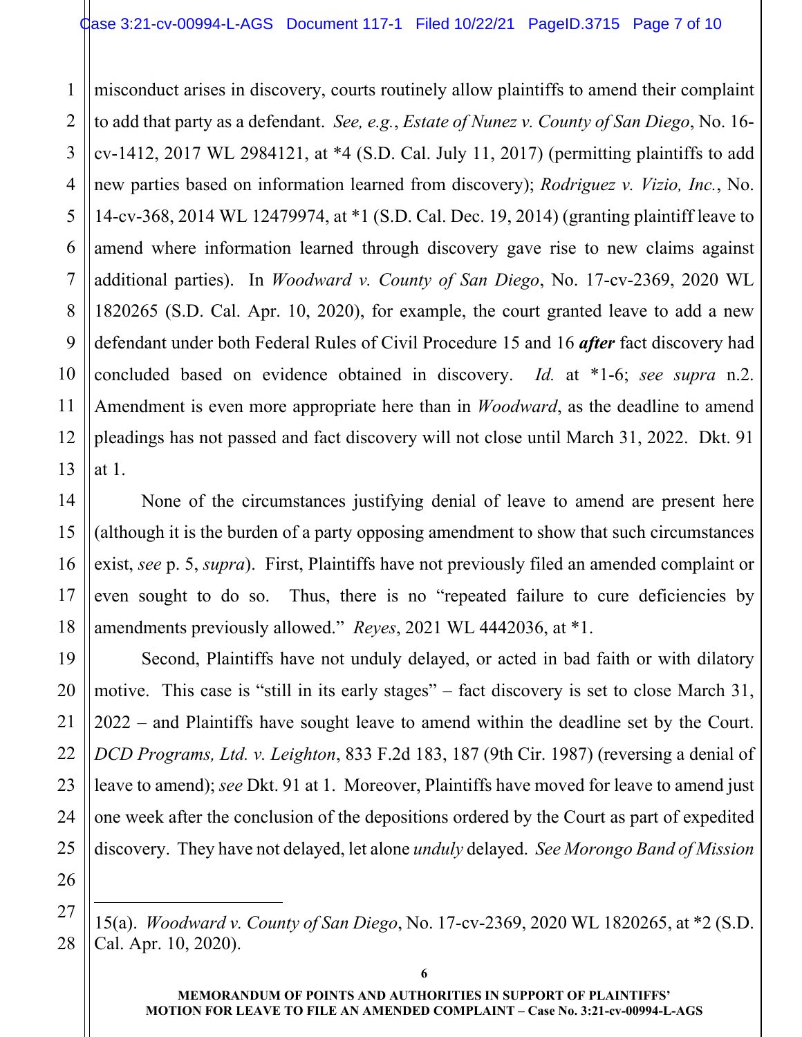misconduct arises in discovery, courts routinely allow plaintiffs to amend their complaint to add that party as a defendant. *See, e.g.*, *Estate of Nunez v. County of San Diego*, No. 16-cv-1412, 2017 WL 2984121, at *4 (S.D. Cal. July 11, 2017) (permitting plaintiffs to add new parties based on information learned from discovery); *Rodriguez v. Vizio, Inc.*, No. 14-cv-368, 2014 WL 12479974, at *1 (S.D. Cal. Dec. 19, 2014) (granting plaintiff leave to amend where information learned through discovery gave rise to new claims against additional parties). In *Woodward v. County of San Diego*, No. 17-cv-2369, 2020 WL 1820265 (S.D. Cal. Apr. 10, 2020), for example, the court granted leave to add a new defendant under both Federal Rules of Civil Procedure 15 and 16 ***after*** fact discovery had concluded based on evidence obtained in discovery. *Id.* at *1-6; *see supra* n.2. Amendment is even more appropriate here than in *Woodward*, as the deadline to amend pleadings has not passed and fact discovery will not close until March 31, 2022. Dkt. 91 at 1.

None of the circumstances justifying denial of leave to amend are present here (although it is the burden of a party opposing amendment to show that such circumstances exist, *see* p. 5, *supra*). First, Plaintiffs have not previously filed an amended complaint or even sought to do so. Thus, there is no "repeated failure to cure deficiencies by amendments previously allowed." *Reyes*, 2021 WL 4442036, at *1.

Second, Plaintiffs have not unduly delayed, or acted in bad faith or with dilatory motive. This case is "still in its early stages" – fact discovery is set to close March 31, 2022 – and Plaintiffs have sought leave to amend within the deadline set by the Court. *DCD Programs, Ltd. v. Leighton*, 833 F.2d 183, 187 (9th Cir. 1987) (reversing a denial of leave to amend); *see* Dkt. 91 at 1. Moreover, Plaintiffs have moved for leave to amend just one week after the conclusion of the depositions ordered by the Court as part of expedited discovery. They have not delayed, let alone *unduly* delayed. *See Morongo Band of Mission*

---

15(a). *Woodward v. County of San Diego*, No. 17-cv-2369, 2020 WL 1820265, at *2 (S.D. Cal. Apr. 10, 2020).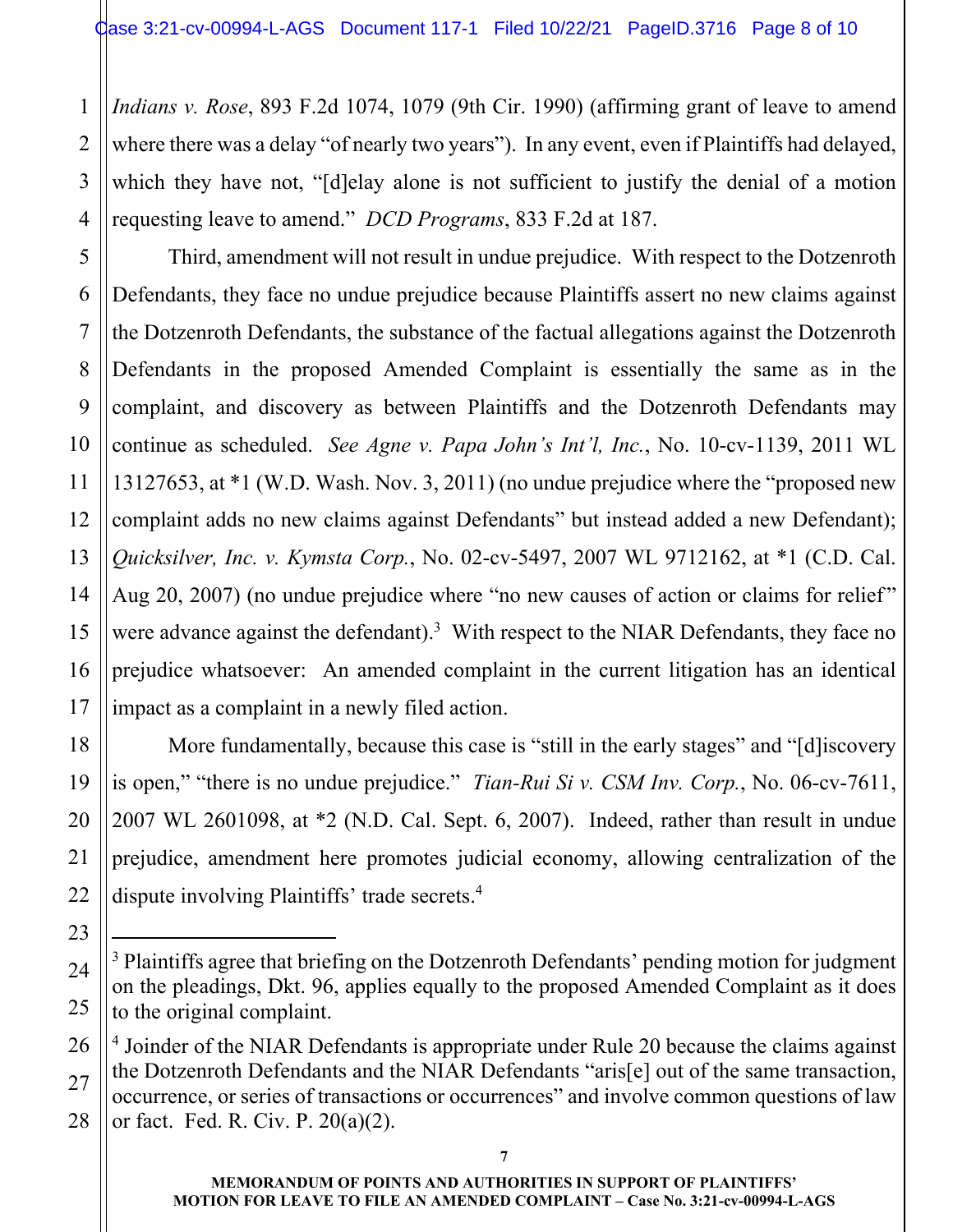*Indians v. Rose*, 893 F.2d 1074, 1079 (9th Cir. 1990) (affirming grant of leave to amend where there was a delay "of nearly two years"). In any event, even if Plaintiffs had delayed, which they have not, "[d]elay alone is not sufficient to justify the denial of a motion requesting leave to amend." *DCD Programs*, 833 F.2d at 187.

Third, amendment will not result in undue prejudice. With respect to the Dotzenroth Defendants, they face no undue prejudice because Plaintiffs assert no new claims against the Dotzenroth Defendants, the substance of the factual allegations against the Dotzenroth Defendants in the proposed Amended Complaint is essentially the same as in the complaint, and discovery as between Plaintiffs and the Dotzenroth Defendants may continue as scheduled. *See Agne v. Papa John's Int'l, Inc.*, No. 10-cv-1139, 2011 WL 13127653, at *1 (W.D. Wash. Nov. 3, 2011) (no undue prejudice where the "proposed new complaint adds no new claims against Defendants" but instead added a new Defendant); *Quicksilver, Inc. v. Kymsta Corp.*, No. 02-cv-5497, 2007 WL 9712162, at *1 (C.D. Cal. Aug 20, 2007) (no undue prejudice where "no new causes of action or claims for relief" were advance against the defendant).[3] With respect to the NIAR Defendants, they face no prejudice whatsoever: An amended complaint in the current litigation has an identical impact as a complaint in a newly filed action.

More fundamentally, because this case is "still in the early stages" and "[d]iscovery is open," "there is no undue prejudice." *Tian-Rui Si v. CSM Inv. Corp.*, No. 06-cv-7611, 2007 WL 2601098, at *2 (N.D. Cal. Sept. 6, 2007). Indeed, rather than result in undue prejudice, amendment here promotes judicial economy, allowing centralization of the dispute involving Plaintiffs' trade secrets.[4]

---

[3] Plaintiffs agree that briefing on the Dotzenroth Defendants' pending motion for judgment on the pleadings, Dkt. 96, applies equally to the proposed Amended Complaint as it does to the original complaint.

[4] Joinder of the NIAR Defendants is appropriate under Rule 20 because the claims against the Dotzenroth Defendants and the NIAR Defendants "aris[e] out of the same transaction, occurrence, or series of transactions or occurrences" and involve common questions of law or fact. Fed. R. Civ. P. 20(a)(2).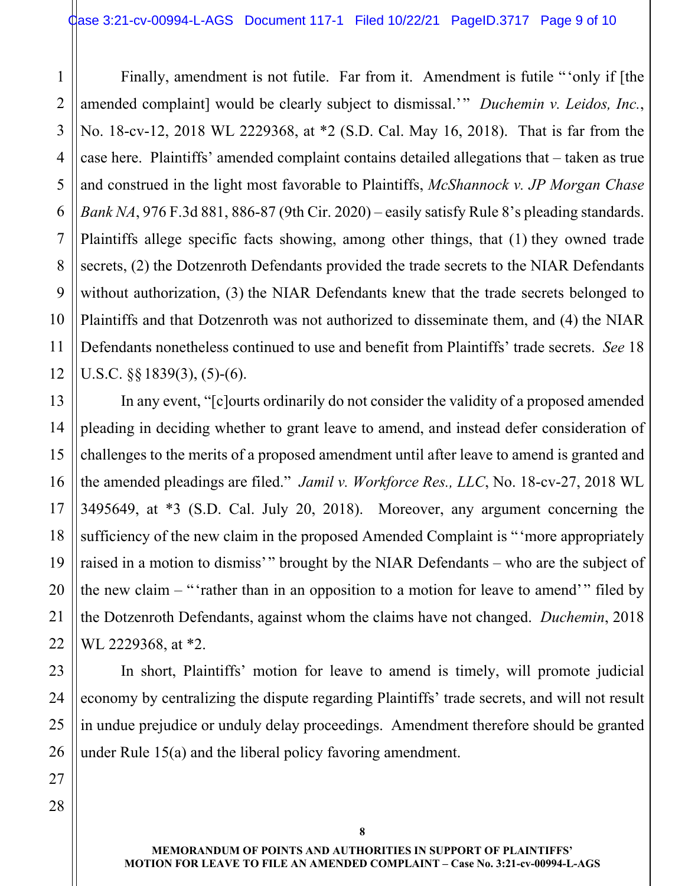Finally, amendment is not futile. Far from it. Amendment is futile "'only if [the amended complaint] would be clearly subject to dismissal.'" *Duchemin v. Leidos, Inc.*, No. 18-cv-12, 2018 WL 2229368, at *2 (S.D. Cal. May 16, 2018). That is far from the case here. Plaintiffs' amended complaint contains detailed allegations that – taken as true and construed in the light most favorable to Plaintiffs, *McShannock v. JP Morgan Chase Bank NA*, 976 F.3d 881, 886-87 (9th Cir. 2020) – easily satisfy Rule 8's pleading standards. Plaintiffs allege specific facts showing, among other things, that (1) they owned trade secrets, (2) the Dotzenroth Defendants provided the trade secrets to the NIAR Defendants without authorization, (3) the NIAR Defendants knew that the trade secrets belonged to Plaintiffs and that Dotzenroth was not authorized to disseminate them, and (4) the NIAR Defendants nonetheless continued to use and benefit from Plaintiffs' trade secrets. *See* 18 U.S.C. §§ 1839(3), (5)-(6).

In any event, "[c]ourts ordinarily do not consider the validity of a proposed amended pleading in deciding whether to grant leave to amend, and instead defer consideration of challenges to the merits of a proposed amendment until after leave to amend is granted and the amended pleadings are filed." *Jamil v. Workforce Res., LLC*, No. 18-cv-27, 2018 WL 3495649, at *3 (S.D. Cal. July 20, 2018). Moreover, any argument concerning the sufficiency of the new claim in the proposed Amended Complaint is "'more appropriately raised in a motion to dismiss'" brought by the NIAR Defendants – who are the subject of the new claim – "'rather than in an opposition to a motion for leave to amend'" filed by the Dotzenroth Defendants, against whom the claims have not changed. *Duchemin*, 2018 WL 2229368, at *2.

In short, Plaintiffs' motion for leave to amend is timely, will promote judicial economy by centralizing the dispute regarding Plaintiffs' trade secrets, and will not result in undue prejudice or unduly delay proceedings. Amendment therefore should be granted under Rule 15(a) and the liberal policy favoring amendment.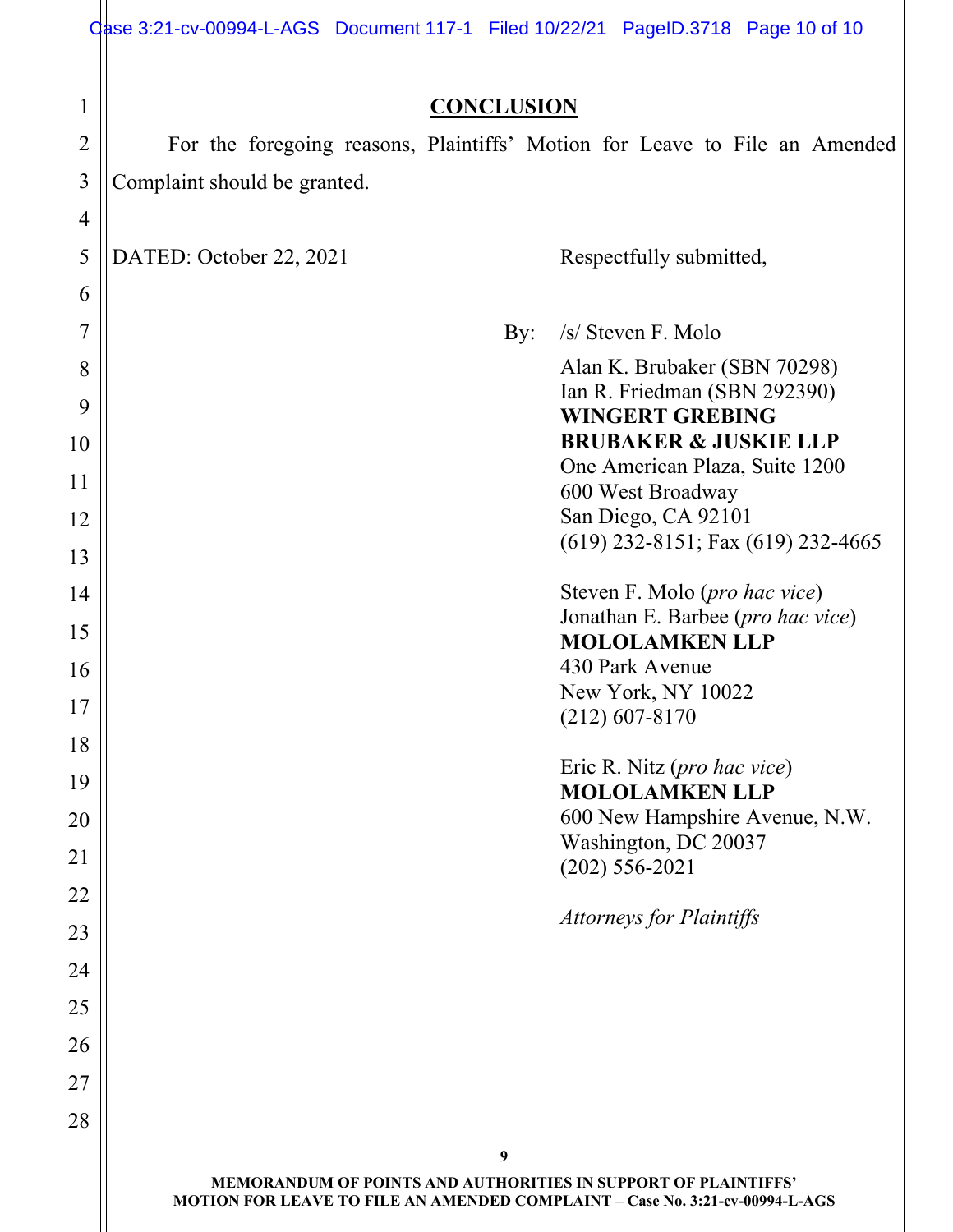## CONCLUSION

For the foregoing reasons, Plaintiffs' Motion for Leave to File an Amended Complaint should be granted.

DATED: October 22, 2021

Respectfully submitted,

By: /s/ Steven F. Molo

Alan K. Brubaker (SBN 70298)
Ian R. Friedman (SBN 292390)
**WINGERT GREBING BRUBAKER & JUSKIE LLP**
One American Plaza, Suite 1200
600 West Broadway
San Diego, CA 92101
(619) 232-8151; Fax (619) 232-4665

Steven F. Molo (*pro hac vice*)
Jonathan E. Barbee (*pro hac vice*)
**MOLOLAMKEN LLP**
430 Park Avenue
New York, NY 10022
(212) 607-8170

Eric R. Nitz (*pro hac vice*)
**MOLOLAMKEN LLP**
600 New Hampshire Avenue, N.W.
Washington, DC 20037
(202) 556-2021

*Attorneys for Plaintiffs*